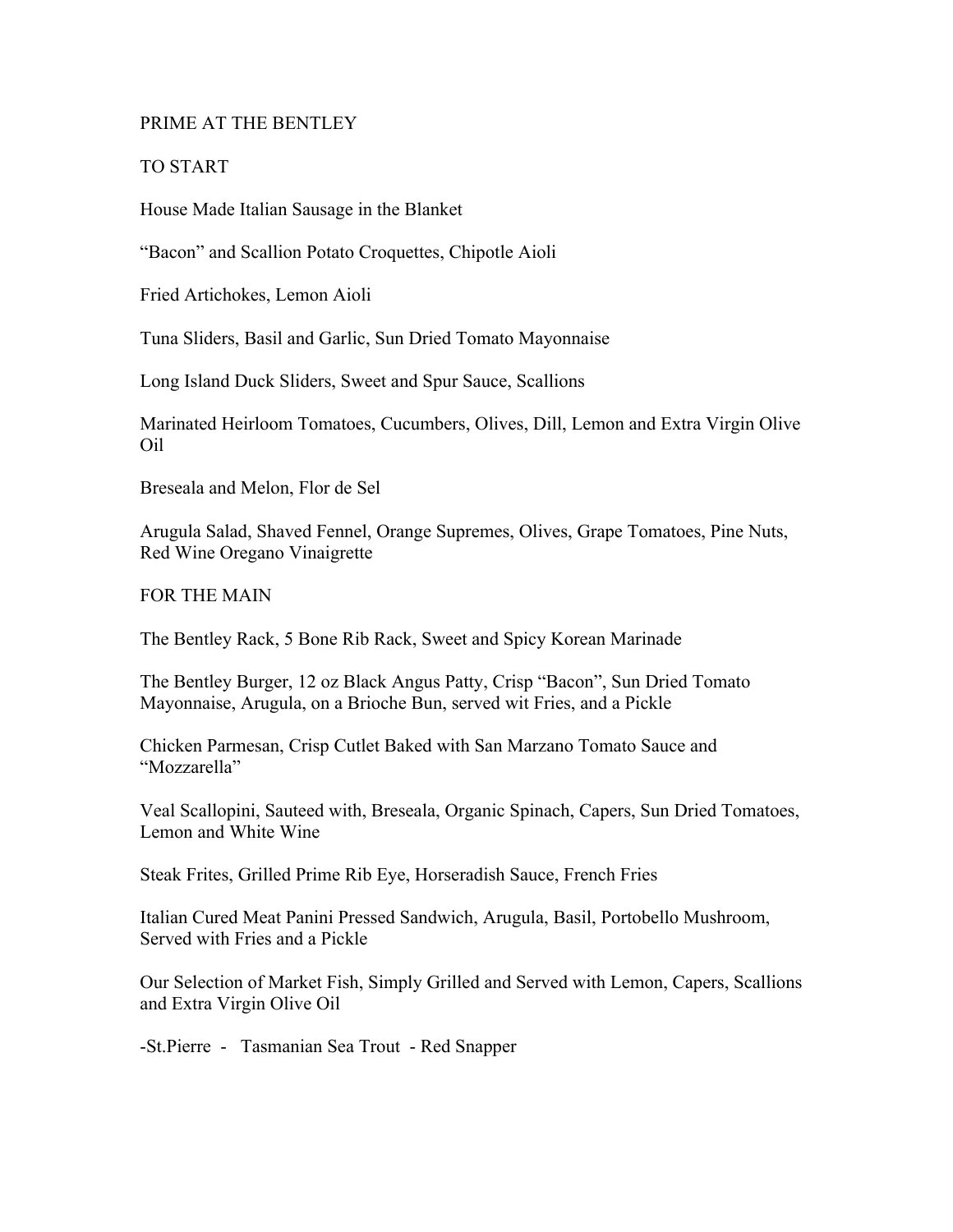# PRIME AT THE BENTLEY

## TO START

House Made Italian Sausage in the Blanket

“Bacon” and Scallion Potato Croquettes, Chipotle Aioli

Fried Artichokes, Lemon Aioli

Tuna Sliders, Basil and Garlic, Sun Dried Tomato Mayonnaise

Long Island Duck Sliders, Sweet and Spur Sauce, Scallions

Marinated Heirloom Tomatoes, Cucumbers, Olives, Dill, Lemon and Extra Virgin Olive Oil

Breseala and Melon, Flor de Sel

Arugula Salad, Shaved Fennel, Orange Supremes, Olives, Grape Tomatoes, Pine Nuts, Red Wine Oregano Vinaigrette

## FOR THE MAIN

The Bentley Rack, 5 Bone Rib Rack, Sweet and Spicy Korean Marinade

The Bentley Burger, 12 oz Black Angus Patty, Crisp “Bacon”, Sun Dried Tomato Mayonnaise, Arugula, on a Brioche Bun, served wit Fries, and a Pickle

Chicken Parmesan, Crisp Cutlet Baked with San Marzano Tomato Sauce and “Mozzarella”

Veal Scallopini, Sauteed with, Breseala, Organic Spinach, Capers, Sun Dried Tomatoes, Lemon and White Wine

Steak Frites, Grilled Prime Rib Eye, Horseradish Sauce, French Fries

Italian Cured Meat Panini Pressed Sandwich, Arugula, Basil, Portobello Mushroom, Served with Fries and a Pickle

Our Selection of Market Fish, Simply Grilled and Served with Lemon, Capers, Scallions and Extra Virgin Olive Oil

-St.Pierre - Tasmanian Sea Trout - Red Snapper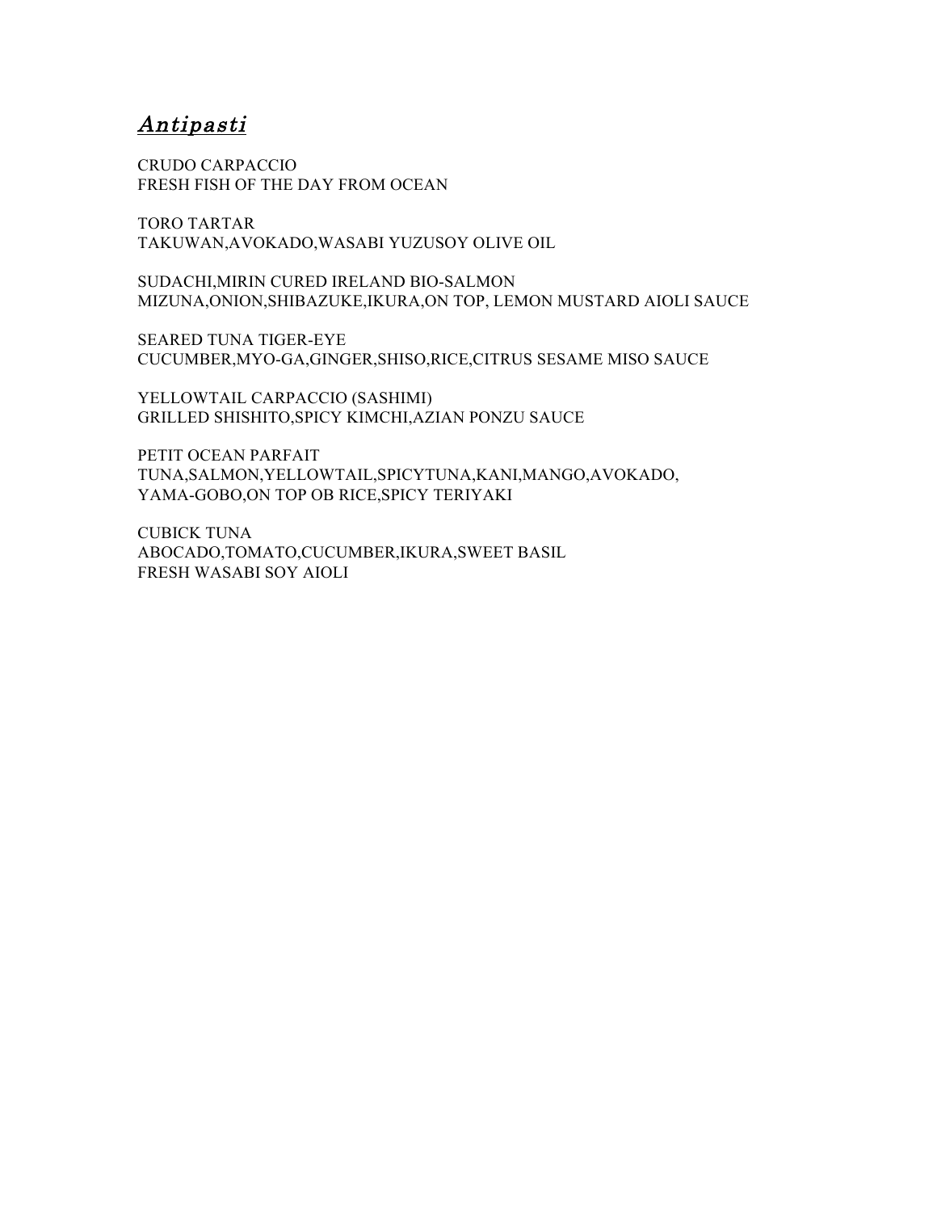## *Antipasti*

CRUDO CARPACCIO
FRESH FISH OF THE DAY FROM OCEAN

TORO TARTAR
TAKUWAN,AVOKADO,WASABI YUZUSOY OLIVE OIL

SUDACHI,MIRIN CURED IRELAND BIO-SALMON
MIZUNA,ONION,SHIBAZUKE,IKURA,ON TOP, LEMON MUSTARD AIOLI SAUCE

SEARED TUNA TIGER-EYE
CUCUMBER,MYO-GA,GINGER,SHISO,RICE,CITRUS SESAME MISO SAUCE

YELLOWTAIL CARPACCIO (SASHIMI)
GRILLED SHISHITO,SPICY KIMCHI,AZIAN PONZU SAUCE

PETIT OCEAN PARFAIT
TUNA,SALMON,YELLOWTAIL,SPICYTUNA,KANI,MANGO,AVOKADO,
YAMA-GOBO,ON TOP OB RICE,SPICY TERIYAKI

CUBICK TUNA
ABOCADO,TOMATO,CUCUMBER,IKURA,SWEET BASIL
FRESH WASABI SOY AIOLI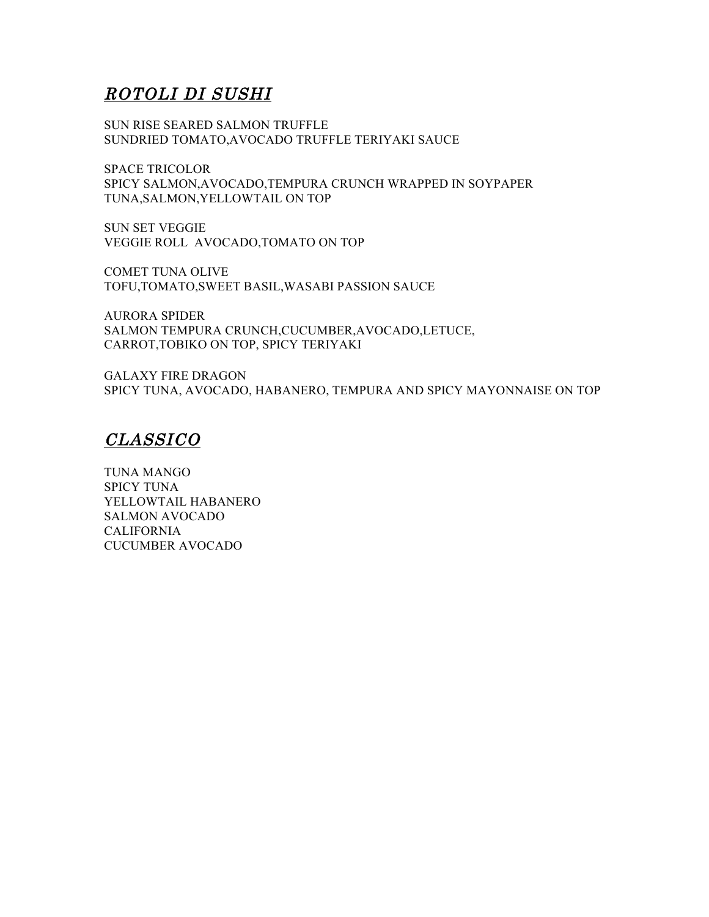## *ROTOLI DI SUSHI*

SUN RISE SEARED SALMON TRUFFLE
SUNDRIED TOMATO,AVOCADO TRUFFLE TERIYAKI SAUCE

SPACE TRICOLOR
SPICY SALMON,AVOCADO,TEMPURA CRUNCH WRAPPED IN SOYPAPER
TUNA,SALMON,YELLOWTAIL ON TOP

SUN SET VEGGIE
VEGGIE ROLL AVOCADO,TOMATO ON TOP

COMET TUNA OLIVE
TOFU,TOMATO,SWEET BASIL,WASABI PASSION SAUCE

AURORA SPIDER
SALMON TEMPURA CRUNCH,CUCUMBER,AVOCADO,LETUCE,
CARROT,TOBIKO ON TOP, SPICY TERIYAKI

GALAXY FIRE DRAGON
SPICY TUNA, AVOCADO, HABANERO, TEMPURA AND SPICY MAYONNAISE ON TOP

## *CLASSICO*

TUNA MANGO
SPICY TUNA
YELLOWTAIL HABANERO
SALMON AVOCADO
CALIFORNIA
CUCUMBER AVOCADO